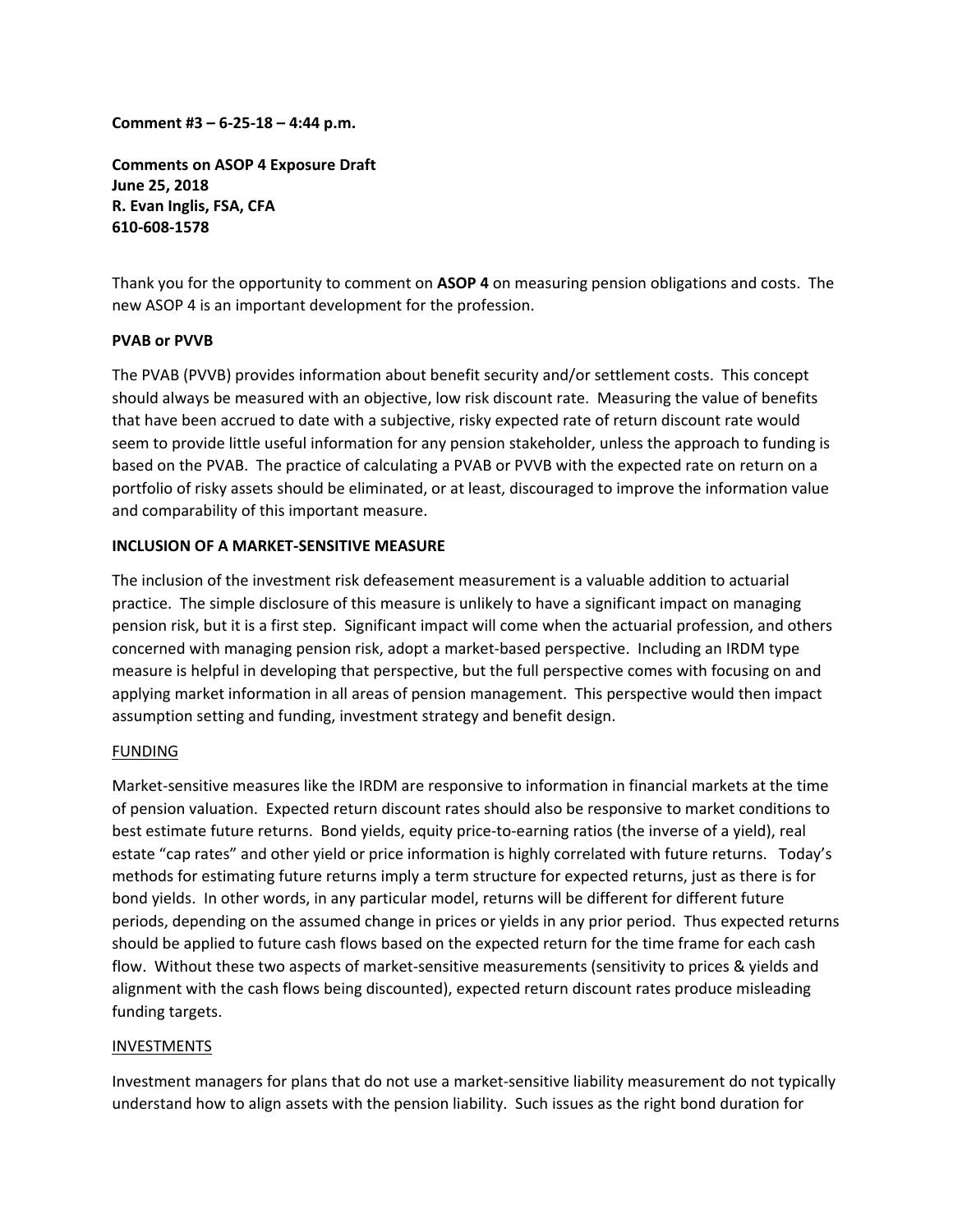**Comment #3 – 6-25-18 – 4:44 p.m.**

**Comments on ASOP 4 Exposure Draft**
**June 25, 2018**
**R. Evan Inglis, FSA, CFA**
**610-608-1578**

Thank you for the opportunity to comment on **ASOP 4** on measuring pension obligations and costs. The new ASOP 4 is an important development for the profession.

**PVAB or PVVB**

The PVAB (PVVB) provides information about benefit security and/or settlement costs. This concept should always be measured with an objective, low risk discount rate. Measuring the value of benefits that have been accrued to date with a subjective, risky expected rate of return discount rate would seem to provide little useful information for any pension stakeholder, unless the approach to funding is based on the PVAB. The practice of calculating a PVAB or PVVB with the expected rate on return on a portfolio of risky assets should be eliminated, or at least, discouraged to improve the information value and comparability of this important measure.

**INCLUSION OF A MARKET-SENSITIVE MEASURE**

The inclusion of the investment risk defeasement measurement is a valuable addition to actuarial practice. The simple disclosure of this measure is unlikely to have a significant impact on managing pension risk, but it is a first step. Significant impact will come when the actuarial profession, and others concerned with managing pension risk, adopt a market-based perspective. Including an IRDM type measure is helpful in developing that perspective, but the full perspective comes with focusing on and applying market information in all areas of pension management. This perspective would then impact assumption setting and funding, investment strategy and benefit design.

<u>FUNDING</u>

Market-sensitive measures like the IRDM are responsive to information in financial markets at the time of pension valuation. Expected return discount rates should also be responsive to market conditions to best estimate future returns. Bond yields, equity price-to-earning ratios (the inverse of a yield), real estate "cap rates" and other yield or price information is highly correlated with future returns. Today's methods for estimating future returns imply a term structure for expected returns, just as there is for bond yields. In other words, in any particular model, returns will be different for different future periods, depending on the assumed change in prices or yields in any prior period. Thus expected returns should be applied to future cash flows based on the expected return for the time frame for each cash flow. Without these two aspects of market-sensitive measurements (sensitivity to prices & yields and alignment with the cash flows being discounted), expected return discount rates produce misleading funding targets.

<u>INVESTMENTS</u>

Investment managers for plans that do not use a market-sensitive liability measurement do not typically understand how to align assets with the pension liability. Such issues as the right bond duration for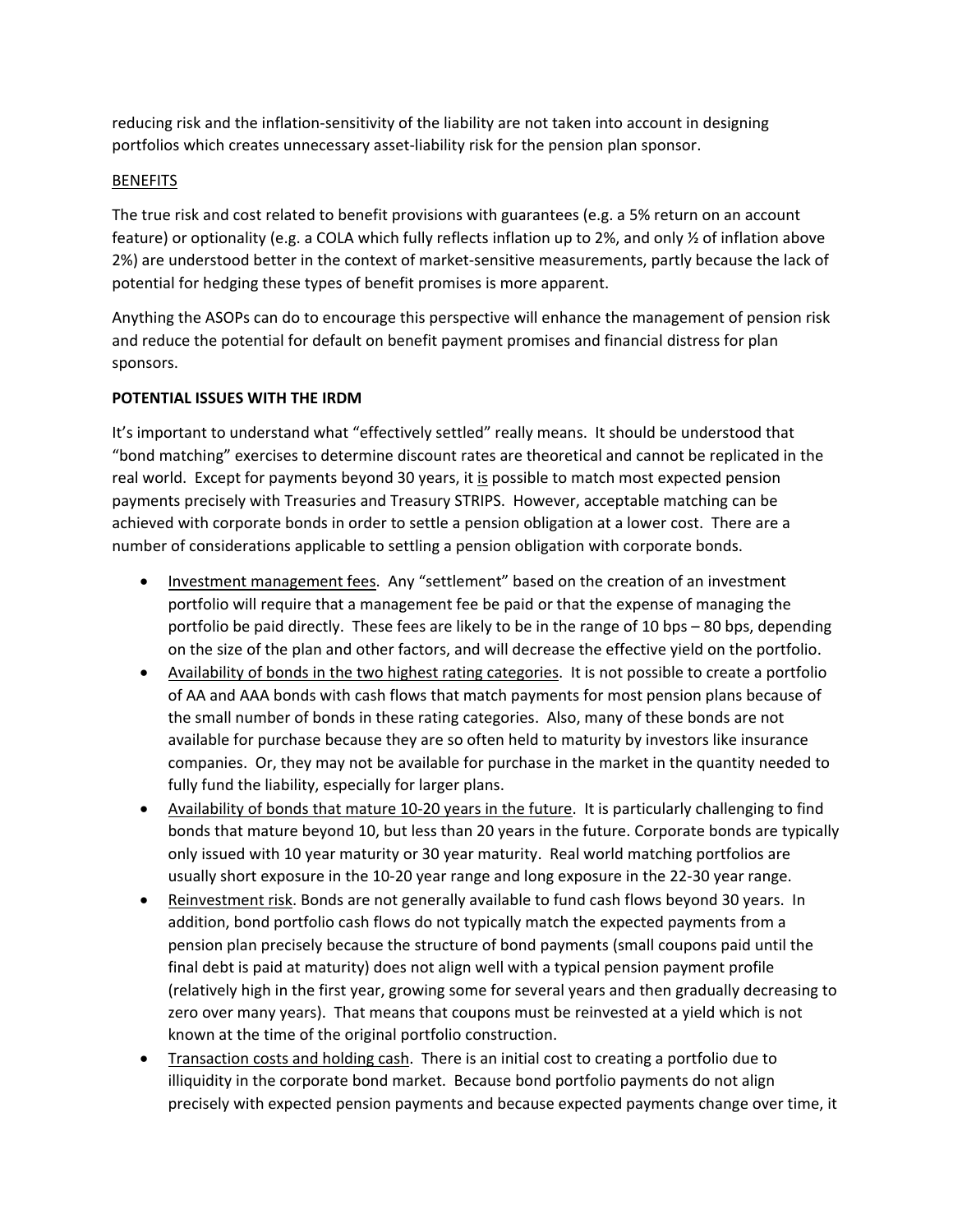reducing risk and the inflation-sensitivity of the liability are not taken into account in designing portfolios which creates unnecessary asset-liability risk for the pension plan sponsor.

BENEFITS

The true risk and cost related to benefit provisions with guarantees (e.g. a 5% return on an account feature) or optionality (e.g. a COLA which fully reflects inflation up to 2%, and only ½ of inflation above 2%) are understood better in the context of market-sensitive measurements, partly because the lack of potential for hedging these types of benefit promises is more apparent.

Anything the ASOPs can do to encourage this perspective will enhance the management of pension risk and reduce the potential for default on benefit payment promises and financial distress for plan sponsors.

**POTENTIAL ISSUES WITH THE IRDM**

It's important to understand what "effectively settled" really means. It should be understood that "bond matching" exercises to determine discount rates are theoretical and cannot be replicated in the real world. Except for payments beyond 30 years, it is possible to match most expected pension payments precisely with Treasuries and Treasury STRIPS. However, acceptable matching can be achieved with corporate bonds in order to settle a pension obligation at a lower cost. There are a number of considerations applicable to settling a pension obligation with corporate bonds.

- Investment management fees. Any "settlement" based on the creation of an investment portfolio will require that a management fee be paid or that the expense of managing the portfolio be paid directly. These fees are likely to be in the range of 10 bps – 80 bps, depending on the size of the plan and other factors, and will decrease the effective yield on the portfolio.
- Availability of bonds in the two highest rating categories. It is not possible to create a portfolio of AA and AAA bonds with cash flows that match payments for most pension plans because of the small number of bonds in these rating categories. Also, many of these bonds are not available for purchase because they are so often held to maturity by investors like insurance companies. Or, they may not be available for purchase in the market in the quantity needed to fully fund the liability, especially for larger plans.
- Availability of bonds that mature 10-20 years in the future. It is particularly challenging to find bonds that mature beyond 10, but less than 20 years in the future. Corporate bonds are typically only issued with 10 year maturity or 30 year maturity. Real world matching portfolios are usually short exposure in the 10-20 year range and long exposure in the 22-30 year range.
- Reinvestment risk. Bonds are not generally available to fund cash flows beyond 30 years. In addition, bond portfolio cash flows do not typically match the expected payments from a pension plan precisely because the structure of bond payments (small coupons paid until the final debt is paid at maturity) does not align well with a typical pension payment profile (relatively high in the first year, growing some for several years and then gradually decreasing to zero over many years). That means that coupons must be reinvested at a yield which is not known at the time of the original portfolio construction.
- Transaction costs and holding cash. There is an initial cost to creating a portfolio due to illiquidity in the corporate bond market. Because bond portfolio payments do not align precisely with expected pension payments and because expected payments change over time, it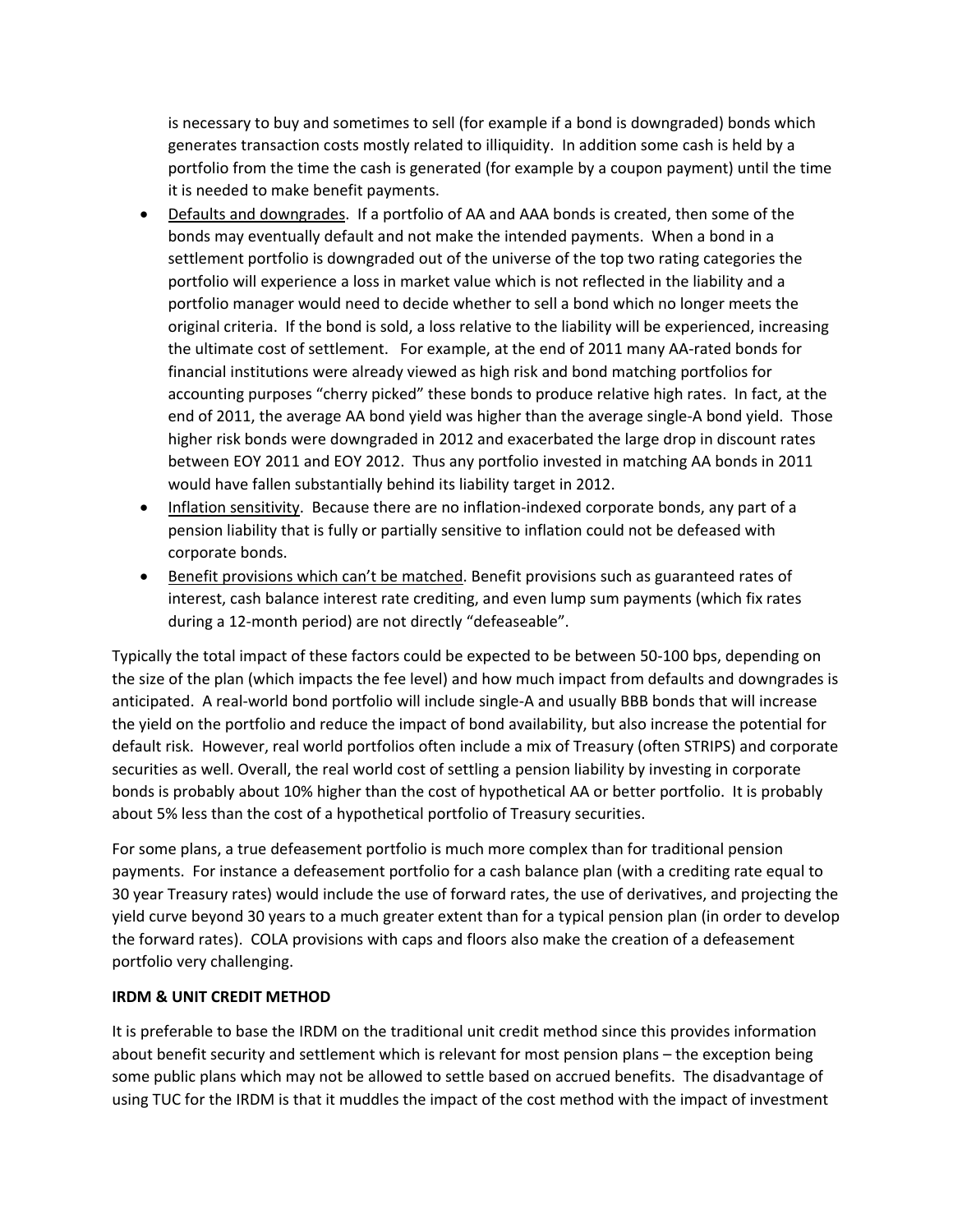is necessary to buy and sometimes to sell (for example if a bond is downgraded) bonds which generates transaction costs mostly related to illiquidity. In addition some cash is held by a portfolio from the time the cash is generated (for example by a coupon payment) until the time it is needed to make benefit payments.

- Defaults and downgrades. If a portfolio of AA and AAA bonds is created, then some of the bonds may eventually default and not make the intended payments. When a bond in a settlement portfolio is downgraded out of the universe of the top two rating categories the portfolio will experience a loss in market value which is not reflected in the liability and a portfolio manager would need to decide whether to sell a bond which no longer meets the original criteria. If the bond is sold, a loss relative to the liability will be experienced, increasing the ultimate cost of settlement. For example, at the end of 2011 many AA-rated bonds for financial institutions were already viewed as high risk and bond matching portfolios for accounting purposes "cherry picked" these bonds to produce relative high rates. In fact, at the end of 2011, the average AA bond yield was higher than the average single-A bond yield. Those higher risk bonds were downgraded in 2012 and exacerbated the large drop in discount rates between EOY 2011 and EOY 2012. Thus any portfolio invested in matching AA bonds in 2011 would have fallen substantially behind its liability target in 2012.
- Inflation sensitivity. Because there are no inflation-indexed corporate bonds, any part of a pension liability that is fully or partially sensitive to inflation could not be defeased with corporate bonds.
- Benefit provisions which can't be matched. Benefit provisions such as guaranteed rates of interest, cash balance interest rate crediting, and even lump sum payments (which fix rates during a 12-month period) are not directly "defeaseable".

Typically the total impact of these factors could be expected to be between 50-100 bps, depending on the size of the plan (which impacts the fee level) and how much impact from defaults and downgrades is anticipated. A real-world bond portfolio will include single-A and usually BBB bonds that will increase the yield on the portfolio and reduce the impact of bond availability, but also increase the potential for default risk. However, real world portfolios often include a mix of Treasury (often STRIPS) and corporate securities as well. Overall, the real world cost of settling a pension liability by investing in corporate bonds is probably about 10% higher than the cost of hypothetical AA or better portfolio. It is probably about 5% less than the cost of a hypothetical portfolio of Treasury securities.

For some plans, a true defeasement portfolio is much more complex than for traditional pension payments. For instance a defeasement portfolio for a cash balance plan (with a crediting rate equal to 30 year Treasury rates) would include the use of forward rates, the use of derivatives, and projecting the yield curve beyond 30 years to a much greater extent than for a typical pension plan (in order to develop the forward rates). COLA provisions with caps and floors also make the creation of a defeasement portfolio very challenging.

**IRDM & UNIT CREDIT METHOD**

It is preferable to base the IRDM on the traditional unit credit method since this provides information about benefit security and settlement which is relevant for most pension plans – the exception being some public plans which may not be allowed to settle based on accrued benefits. The disadvantage of using TUC for the IRDM is that it muddles the impact of the cost method with the impact of investment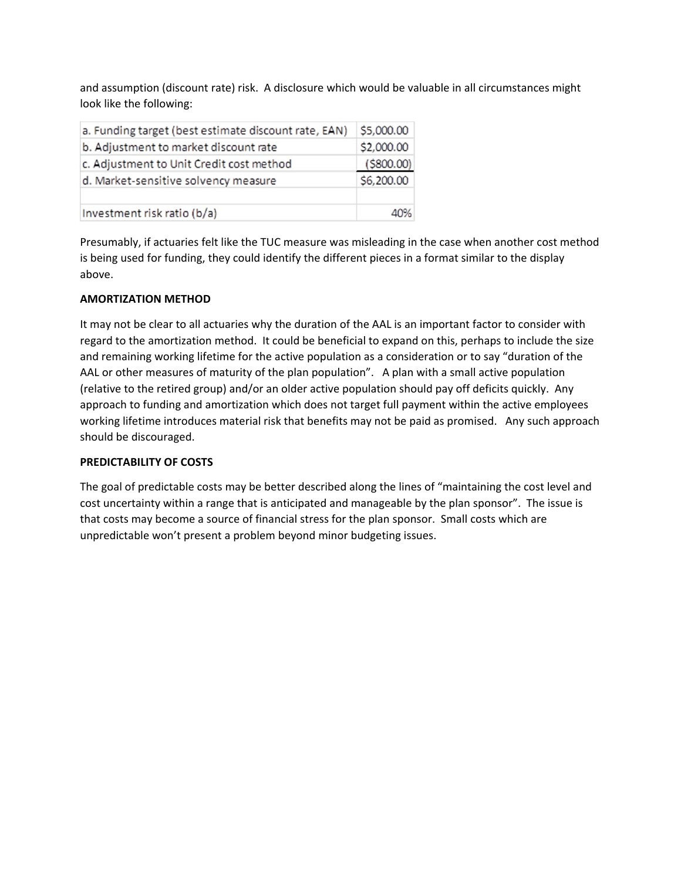and assumption (discount rate) risk. A disclosure which would be valuable in all circumstances might look like the following:

| | |
|---|---|
| a. Funding target (best estimate discount rate, EAN) | $5,000.00 |
| b. Adjustment to market discount rate | $2,000.00 |
| c. Adjustment to Unit Credit cost method | ($800.00) |
| d. Market-sensitive solvency measure | $6,200.00 |
| | |
| Investment risk ratio (b/a) | 40% |

Presumably, if actuaries felt like the TUC measure was misleading in the case when another cost method is being used for funding, they could identify the different pieces in a format similar to the display above.

**AMORTIZATION METHOD**

It may not be clear to all actuaries why the duration of the AAL is an important factor to consider with regard to the amortization method. It could be beneficial to expand on this, perhaps to include the size and remaining working lifetime for the active population as a consideration or to say "duration of the AAL or other measures of maturity of the plan population". A plan with a small active population (relative to the retired group) and/or an older active population should pay off deficits quickly. Any approach to funding and amortization which does not target full payment within the active employees working lifetime introduces material risk that benefits may not be paid as promised. Any such approach should be discouraged.

**PREDICTABILITY OF COSTS**

The goal of predictable costs may be better described along the lines of "maintaining the cost level and cost uncertainty within a range that is anticipated and manageable by the plan sponsor". The issue is that costs may become a source of financial stress for the plan sponsor. Small costs which are unpredictable won't present a problem beyond minor budgeting issues.